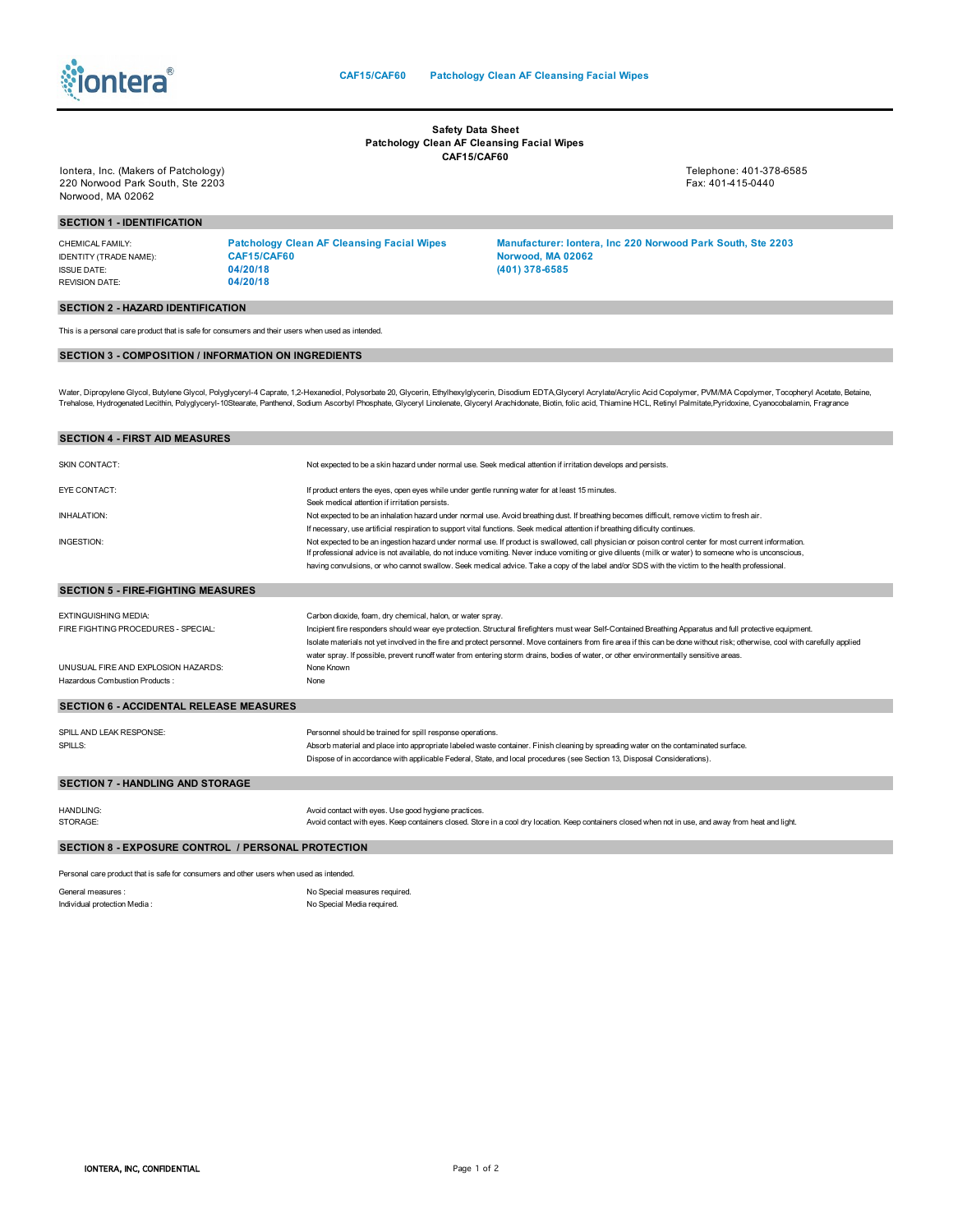# Safety Data Sheet
## Patchology Clean AF Cleansing Facial Wipes
## CAF15/CAF60

Iontera, Inc. (Makers of Patchology)
220 Norwood Park South, Ste 2203
Norwood, MA 02062

Telephone: 401-378-6585
Fax: 401-415-0440

## SECTION 1 - IDENTIFICATION

| | | |
|---|---|---|
| CHEMICAL FAMILY: | **Patchology Clean AF Cleansing Facial Wipes** | **Manufacturer: Iontera, Inc 220 Norwood Park South, Ste 2203** |
| IDENTITY (TRADE NAME): | **CAF15/CAF60** | **Norwood, MA 02062** |
| ISSUE DATE: | **04/20/18** | **(401) 378-6585** |
| REVISION DATE: | **04/20/18** | |

## SECTION 2 - HAZARD IDENTIFICATION

This is a personal care product that is safe for consumers and their users when used as intended.

## SECTION 3 - COMPOSITION / INFORMATION ON INGREDIENTS

Water, Dipropylene Glycol, Butylene Glycol, Polyglyceryl-4 Caprate, 1,2-Hexanediol, Polysorbate 20, Glycerin, Ethylhexylglycerin, Disodium EDTA,Glyceryl Acrylate/Acrylic Acid Copolymer, PVM/MA Copolymer, Tocopheryl Acetate, Betaine, Trehalose, Hydrogenated Lecithin, Polyglyceryl-10Stearate, Panthenol, Sodium Ascorbyl Phosphate, Glyceryl Linolenate, Glyceryl Arachidonate, Biotin, folic acid, Thiamine HCL, Retinyl Palmitate,Pyridoxine, Cyanocobalamin, Fragrance

## SECTION 4 - FIRST AID MEASURES

| | |
|---|---|
| SKIN CONTACT: | Not expected to be a skin hazard under normal use. Seek medical attention if irritation develops and persists. |
| EYE CONTACT: | If product enters the eyes, open eyes while under gentle running water for at least 15 minutes. Seek medical attention if irritation persists. |
| INHALATION: | Not expected to be an inhalation hazard under normal use. Avoid breathing dust. If breathing becomes difficult, remove victim to fresh air. If necessary, use artificial respiration to support vital functions. Seek medical attention if breathing dificulty continues. |
| INGESTION: | Not expected to be an ingestion hazard under normal use. If product is swallowed, call physician or poison control center for most current information. If professional advice is not available, do not induce vomiting. Never induce vomiting or give diluents (milk or water) to someone who is unconscious, having convulsions, or who cannot swallow. Seek medical advice. Take a copy of the label and/or SDS with the victim to the health professional. |

## SECTION 5 - FIRE-FIGHTING MEASURES

| | |
|---|---|
| EXTINGUISHING MEDIA: | Carbon dioxide, foam, dry chemical, halon, or water spray. |
| FIRE FIGHTING PROCEDURES - SPECIAL: | Incipient fire responders should wear eye protection. Structural firefighters must wear Self-Contained Breathing Apparatus and full protective equipment. Isolate materials not yet involved in the fire and protect personnel. Move containers from fire area if this can be done without risk; otherwise, cool with carefully applied water spray. If possible, prevent runoff water from entering storm drains, bodies of water, or other environmentally sensitive areas. |
| UNUSUAL FIRE AND EXPLOSION HAZARDS: | None Known |
| Hazardous Combustion Products : | None |

## SECTION 6 - ACCIDENTAL RELEASE MEASURES

| | |
|---|---|
| SPILL AND LEAK RESPONSE: | Personnel should be trained for spill response operations. |
| SPILLS: | Absorb material and place into appropriate labeled waste container. Finish cleaning by spreading water on the contaminated surface. Dispose of in accordance with applicable Federal, State, and local procedures (see Section 13, Disposal Considerations). |

## SECTION 7 - HANDLING AND STORAGE

| | |
|---|---|
| HANDLING: | Avoid contact with eyes. Use good hygiene practices. |
| STORAGE: | Avoid contact with eyes. Keep containers closed. Store in a cool dry location. Keep containers closed when not in use, and away from heat and light. |

## SECTION 8 - EXPOSURE CONTROL / PERSONAL PROTECTION

Personal care product that is safe for consumers and other users when used as intended.

| | |
|---|---|
| General measures : | No Special measures required. |
| Individual protection Media : | No Special Media required. |

IONTERA, INC, CONFIDENTIAL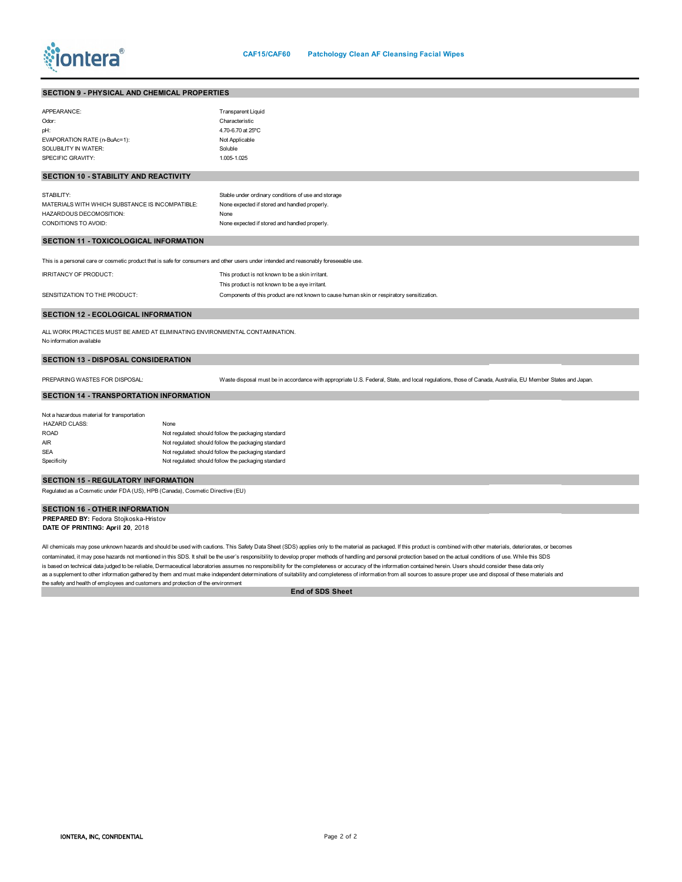## SECTION 9 - PHYSICAL AND CHEMICAL PROPERTIES

| | |
|---|---|
| APPEARANCE: | Transparent Liquid |
| Odor: | Characteristic |
| pH: | 4.70-6.70 at 25ºC |
| EVAPORATION RATE (n-BuAc=1): | Not Applicable |
| SOLUBILITY IN WATER: | Soluble |
| SPECIFIC GRAVITY: | 1.005-1.025 |

## SECTION 10 - STABILITY AND REACTIVITY

| | |
|---|---|
| STABILITY: | Stable under ordinary conditions of use and storage |
| MATERIALS WITH WHICH SUBSTANCE IS INCOMPATIBLE: | None expected if stored and handled properly. |
| HAZARDOUS DECOMOSITION: | None |
| CONDITIONS TO AVOID: | None expected if stored and handled properly. |

## SECTION 11 - TOXICOLOGICAL INFORMATION

This is a personal care or cosmetic product that is safe for consumers and other users under intended and reasonably foreseeable use.

| | |
|---|---|
| IRRITANCY OF PRODUCT: | This product is not known to be a skin irritant. |
| | This product is not known to be a eye irritant. |
| SENSITIZATION TO THE PRODUCT: | Components of this product are not known to cause human skin or respiratory sensitization. |

## SECTION 12 - ECOLOGICAL INFORMATION

ALL WORK PRACTICES MUST BE AIMED AT ELIMINATING ENVIRONMENTAL CONTAMINATION.
No information available

## SECTION 13 - DISPOSAL CONSIDERATION

| | |
|---|---|
| PREPARING WASTES FOR DISPOSAL: | Waste disposal must be in accordance with appropriate U.S. Federal, State, and local regulations, those of Canada, Australia, EU Member States and Japan. |

## SECTION 14 - TRANSPORTATION INFORMATION

Not a hazardous material for transportation

| | |
|---|---|
| HAZARD CLASS: | None |
| ROAD | Not regulated: should follow the packaging standard |
| AIR | Not regulated: should follow the packaging standard |
| SEA | Not regulated: should follow the packaging standard |
| Specificity | Not regulated: should follow the packaging standard |

## SECTION 15 - REGULATORY INFORMATION

Regulated as a Cosmetic under FDA (US), HPB (Canada), Cosmetic Directive (EU)

## SECTION 16 - OTHER INFORMATION

**PREPARED BY:** Fedora Stojkoska-Hristov
**DATE OF PRINTING: April 20**, 2018

All chemicals may pose unknown hazards and should be used with cautions. This Safety Data Sheet (SDS) applies only to the material as packaged. If this product is combined with other materials, deteriorates, or becomes contaminated, it may pose hazards not mentioned in this SDS. It shall be the user's responsibility to develop proper methods of handling and personal protection based on the actual conditions of use. While this SDS is based on technical data judged to be reliable, Dermaceutical laboratories assumes no responsibility for the completeness or accuracy of the information contained herein. Users should consider these data only as a supplement to other information gathered by them and must make independent determinations of suitability and completeness of information from all sources to assure proper use and disposal of these materials and the safety and health of employees and customers and protection of the environment

**End of SDS Sheet**